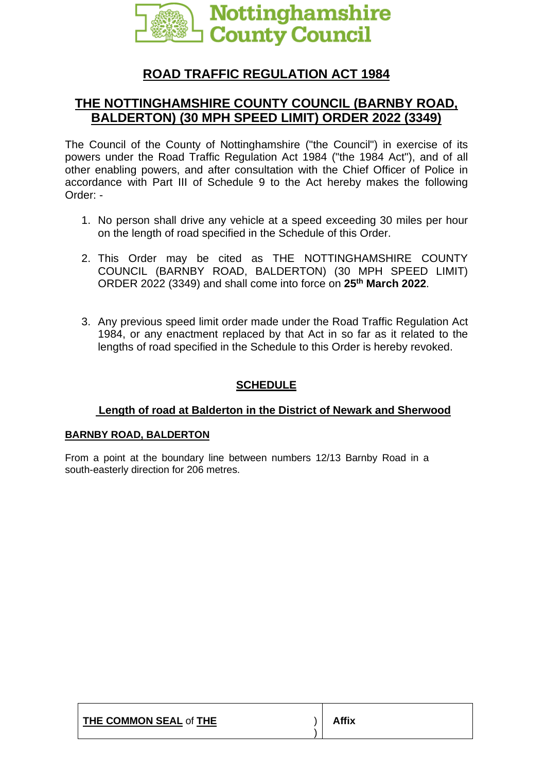Nottinghamshire County Council

# ROAD TRAFFIC REGULATION ACT 1984

## THE NOTTINGHAMSHIRE COUNTY COUNCIL (BARNBY ROAD, BALDERTON) (30 MPH SPEED LIMIT) ORDER 2022 (3349)

The Council of the County of Nottinghamshire ("the Council") in exercise of its powers under the Road Traffic Regulation Act 1984 ("the 1984 Act"), and of all other enabling powers, and after consultation with the Chief Officer of Police in accordance with Part III of Schedule 9 to the Act hereby makes the following Order: -

1. No person shall drive any vehicle at a speed exceeding 30 miles per hour on the length of road specified in the Schedule of this Order.

2. This Order may be cited as THE NOTTINGHAMSHIRE COUNTY COUNCIL (BARNBY ROAD, BALDERTON) (30 MPH SPEED LIMIT) ORDER 2022 (3349) and shall come into force on **25th March 2022**.

3. Any previous speed limit order made under the Road Traffic Regulation Act 1984, or any enactment replaced by that Act in so far as it related to the lengths of road specified in the Schedule to this Order is hereby revoked.

## SCHEDULE

### Length of road at Balderton in the District of Newark and Sherwood

**BARNBY ROAD, BALDERTON**

From a point at the boundary line between numbers 12/13 Barnby Road in a south-easterly direction for 206 metres.

| **THE COMMON SEAL** of **THE** | ) ) | **Affix** |
|---|---|---|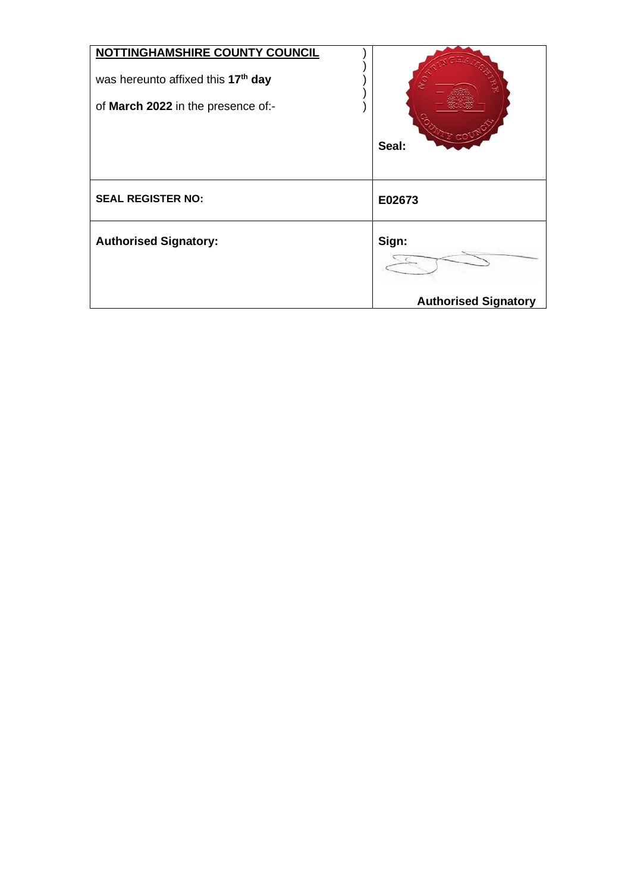| | |
|---|---|
| **NOTTINGHAMSHIRE COUNTY COUNCIL** was hereunto affixed this **17th day** of **March 2022** in the presence of:- ) ) ) ) ) | **Seal:** |
| **SEAL REGISTER NO:** | **E02673** |
| **Authorised Signatory:** | **Sign:** **Authorised Signatory** |